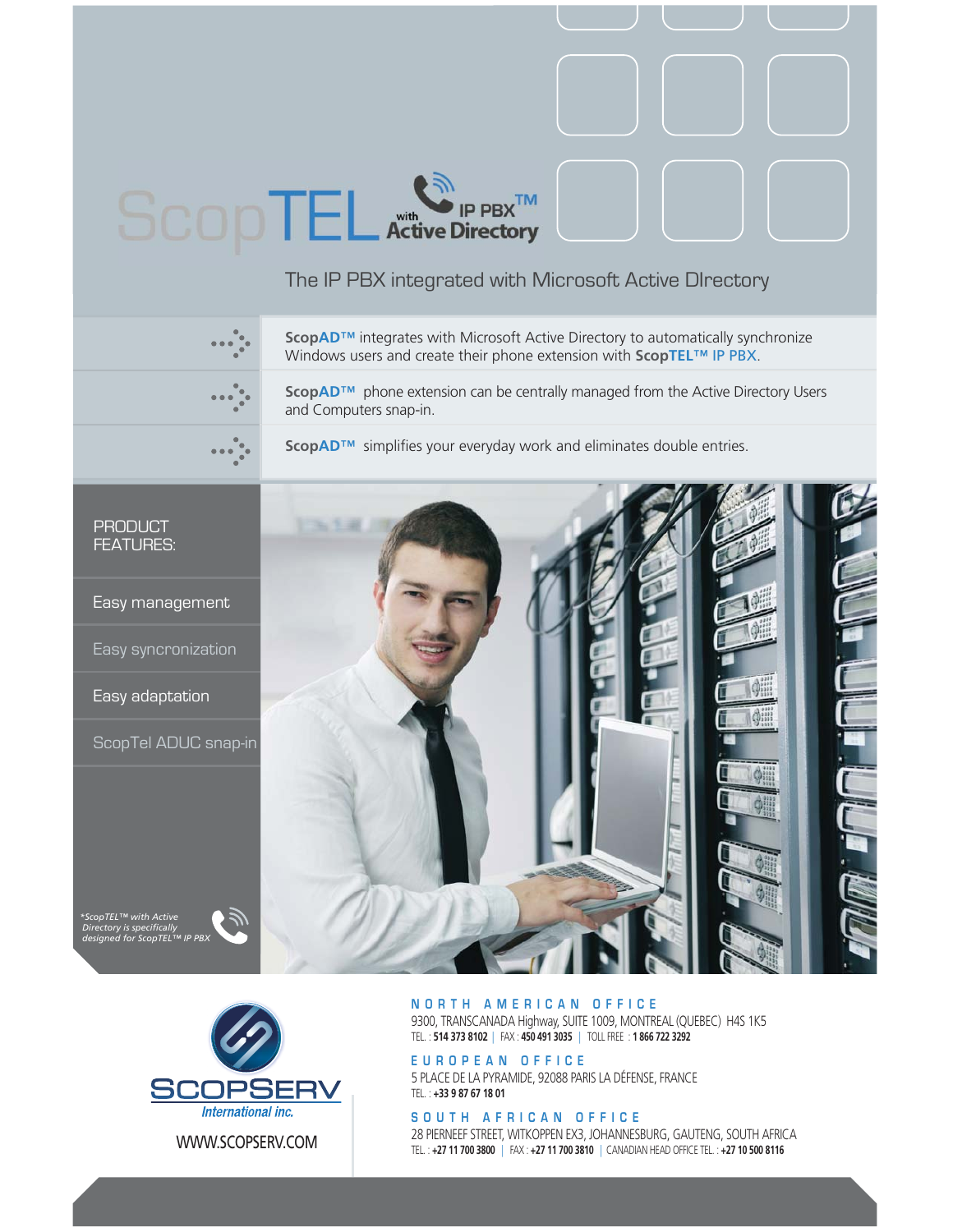# ScopTEL with IP PBX™ Active Directory

## The IP PBX integrated with Microsoft Active DIrectory

**ScopAD™** integrates with Microsoft Active Directory to automatically synchronize Windows users and create their phone extension with **ScopTEL™ IP PBX**.

**ScopAD™** phone extension can be centrally managed from the Active Directory Users and Computers snap-in.

**ScopAD™** simplifies your everyday work and eliminates double entries.

### PRODUCT FEATURES:

- Easy management
- Easy syncronization
- Easy adaptation
- ScopTel ADUC snap-in

*\*ScopTEL™ with Active Directory is specifically designed for ScopTEL™ IP PBX*

**SCOPSERV** *International inc.*

WWW.SCOPSERV.COM

**NORTH AMERICAN OFFICE**
9300, TRANSCANADA Highway, SUITE 1009, MONTREAL (QUEBEC) H4S 1K5
TEL. : **514 373 8102** | FAX : **450 491 3035** | TOLL FREE : **1 866 722 3292**

**EUROPEAN OFFICE**
5 PLACE DE LA PYRAMIDE, 92088 PARIS LA DÉFENSE, FRANCE
TEL. : **+33 9 87 67 18 01**

**SOUTH AFRICAN OFFICE**
28 PIERNEEF STREET, WITKOPPEN EX3, JOHANNESBURG, GAUTENG, SOUTH AFRICA
TEL. : **+27 11 700 3800** | FAX : **+27 11 700 3810** | CANADIAN HEAD OFFICE TEL. : **+27 10 500 8116**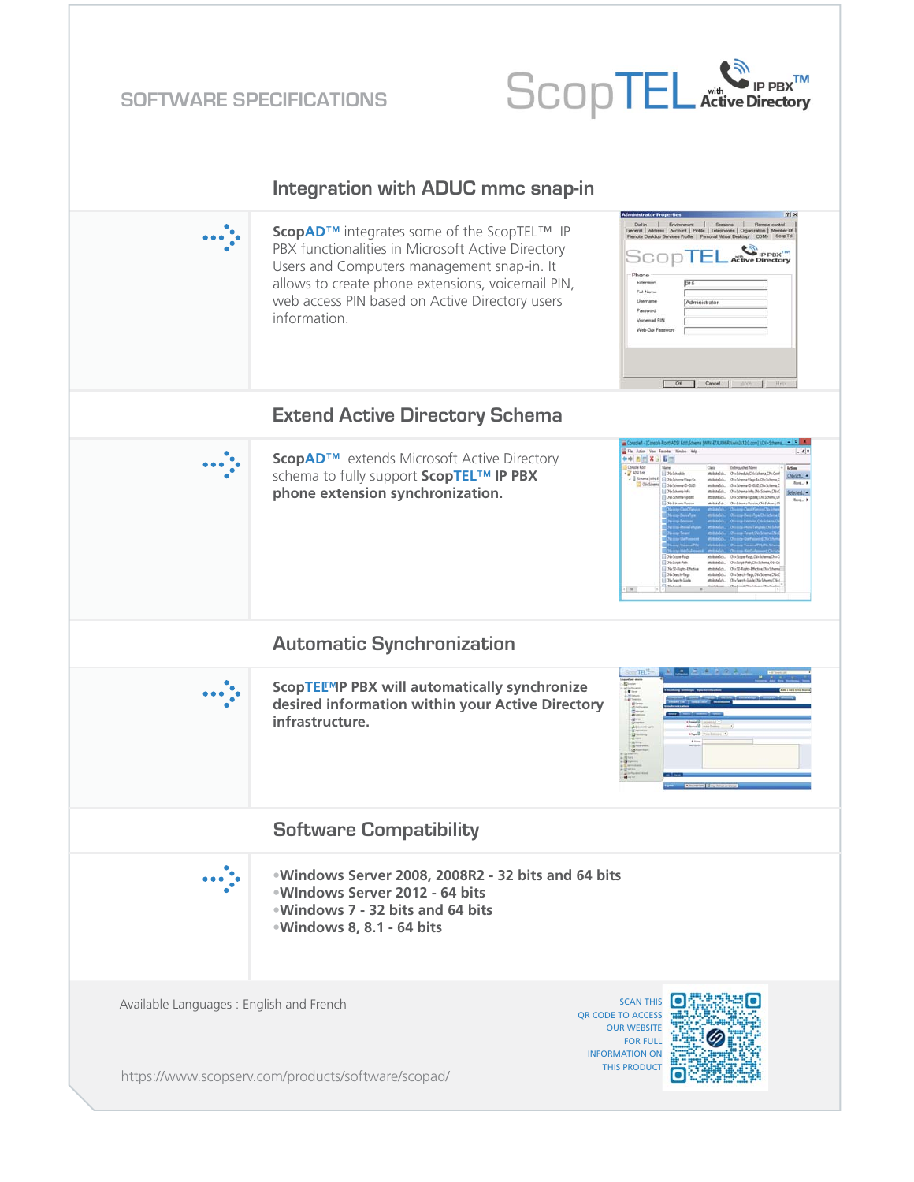SOFTWARE SPECIFICATIONS

ScopTEL with Active Directory IP PBX™

## Integration with ADUC mmc snap-in

**ScopAD™** integrates some of the ScopTEL™ IP PBX functionalities in Microsoft Active Directory Users and Computers management snap-in. It allows to create phone extensions, voicemail PIN, web access PIN based on Active Directory users information.

## Extend Active Directory Schema

**ScopAD™** extends Microsoft Active Directory schema to fully support **ScopTEL™ IP PBX phone extension synchronization.**

## Automatic Synchronization

**ScopTEL™ IP PBX will automatically synchronize desired information within your Active Directory infrastructure.**

## Software Compatibility

- **Windows Server 2008, 2008R2 - 32 bits and 64 bits**
- **WIndows Server 2012 - 64 bits**
- **Windows 7 - 32 bits and 64 bits**
- **Windows 8, 8.1 - 64 bits**

Available Languages : English and French

https://www.scopserv.com/products/software/scopad/

SCAN THIS QR CODE TO ACCESS OUR WEBSITE FOR FULL INFORMATION ON THIS PRODUCT